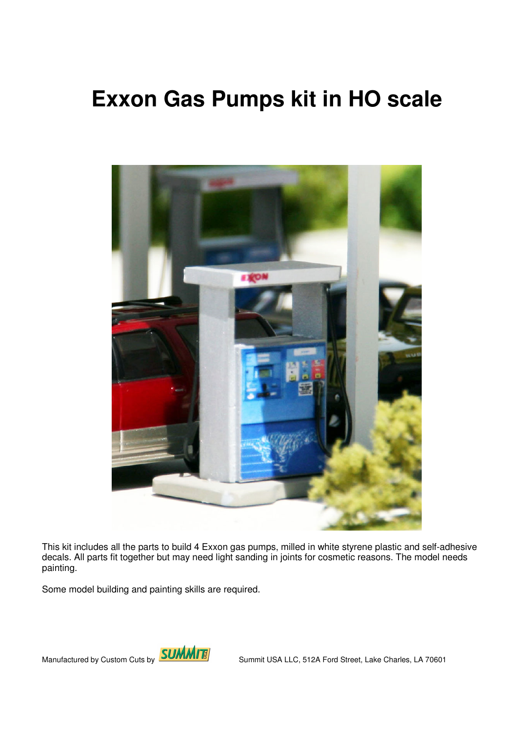# Exxon Gas Pumps kit in HO scale

This kit includes all the parts to build 4 Exxon gas pumps, milled in white styrene plastic and self-adhesive decals. All parts fit together but may need light sanding in joints for cosmetic reasons. The model needs painting.

Some model building and painting skills are required.

Manufactured by Custom Cuts by SUMMIT USA

Summit USA LLC, 512A Ford Street, Lake Charles, LA 70601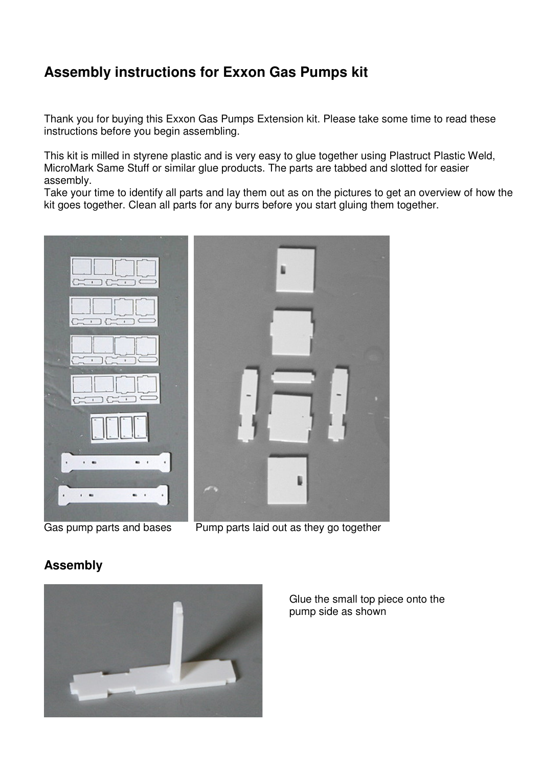# Assembly instructions for Exxon Gas Pumps kit

Thank you for buying this Exxon Gas Pumps Extension kit. Please take some time to read these instructions before you begin assembling.

This kit is milled in styrene plastic and is very easy to glue together using Plastruct Plastic Weld, MicroMark Same Stuff or similar glue products. The parts are tabbed and slotted for easier assembly.
Take your time to identify all parts and lay them out as on the pictures to get an overview of how the kit goes together. Clean all parts for any burrs before you start gluing them together.

Gas pump parts and bases

Pump parts laid out as they go together

## Assembly

Glue the small top piece onto the pump side as shown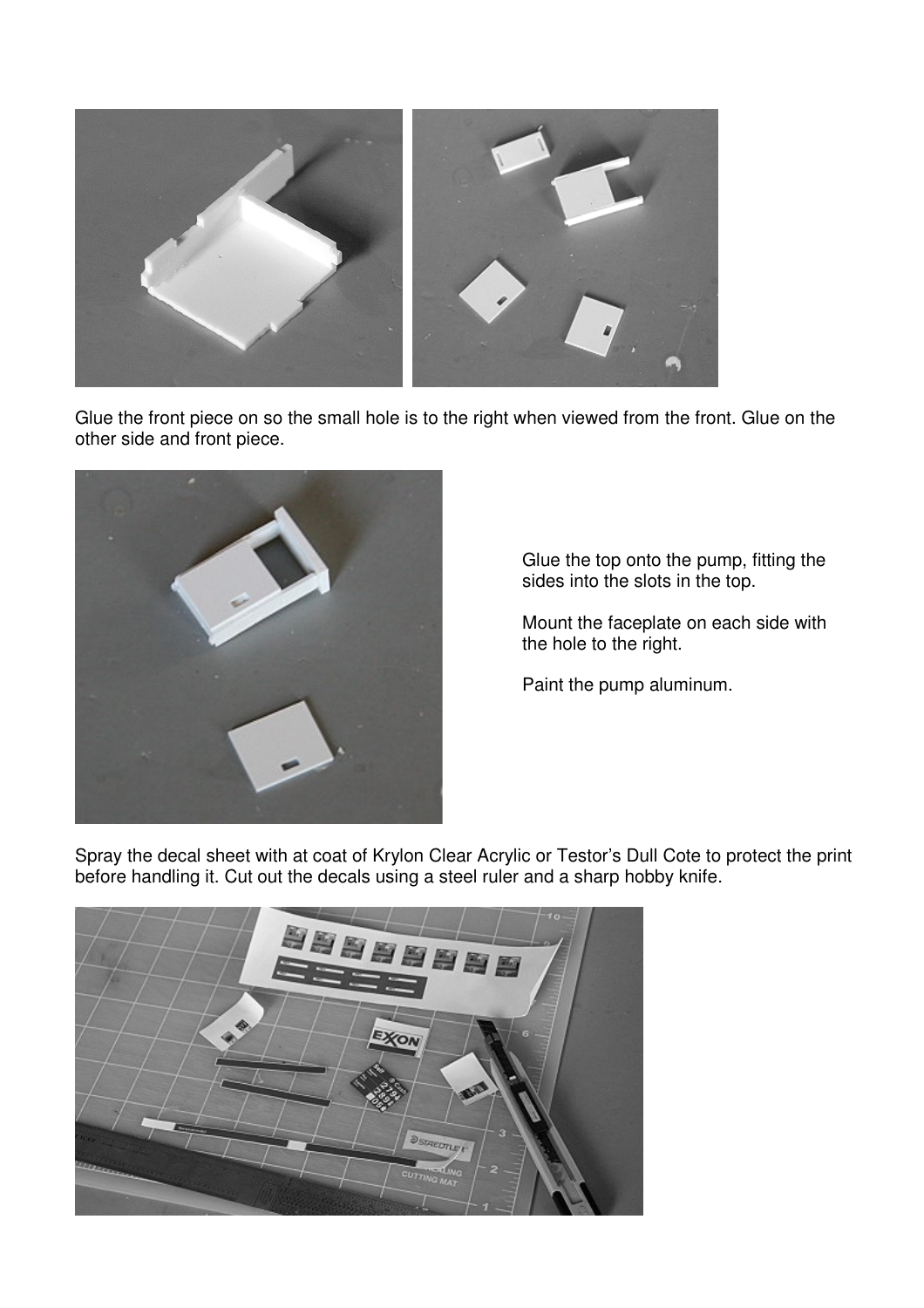Glue the front piece on so the small hole is to the right when viewed from the front. Glue on the other side and front piece.

Glue the top onto the pump, fitting the sides into the slots in the top.

Mount the faceplate on each side with the hole to the right.

Paint the pump aluminum.

Spray the decal sheet with at coat of Krylon Clear Acrylic or Testor's Dull Cote to protect the print before handling it. Cut out the decals using a steel ruler and a sharp hobby knife.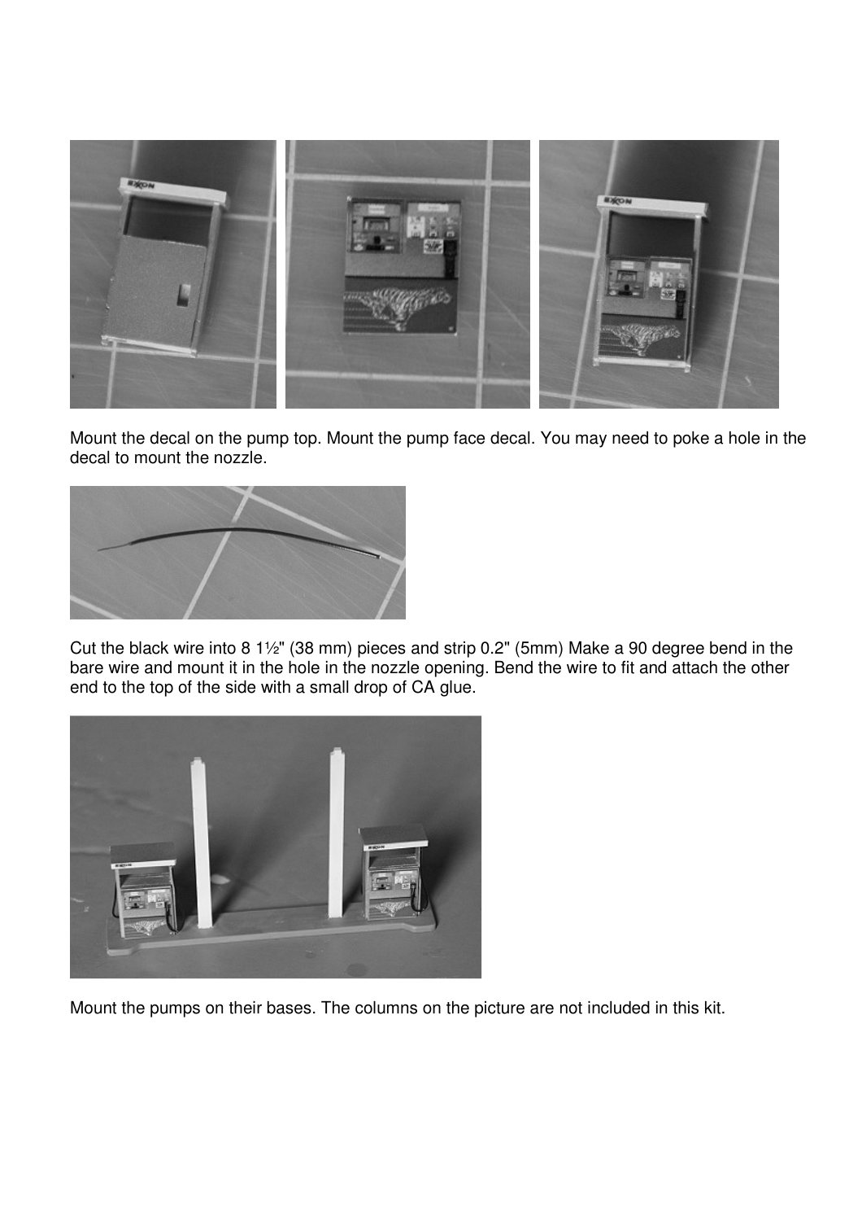Mount the decal on the pump top. Mount the pump face decal. You may need to poke a hole in the decal to mount the nozzle.

Cut the black wire into 8 1½" (38 mm) pieces and strip 0.2" (5mm) Make a 90 degree bend in the bare wire and mount it in the hole in the nozzle opening. Bend the wire to fit and attach the other end to the top of the side with a small drop of CA glue.

Mount the pumps on their bases. The columns on the picture are not included in this kit.